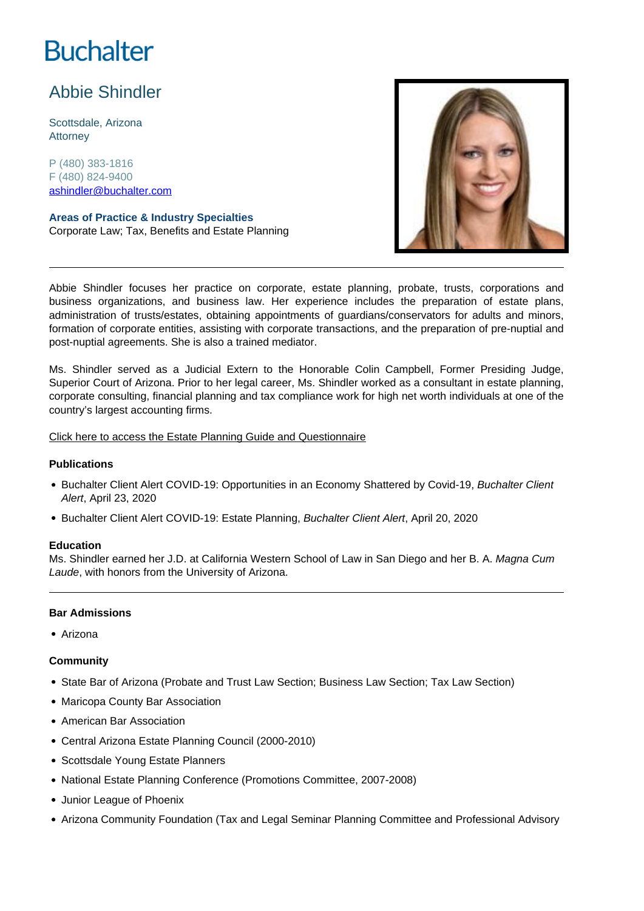# Buchalter

## Abbie Shindler

Scottsdale, Arizona
Attorney

P (480) 383-1816
F (480) 824-9400
ashindler@buchalter.com

**Areas of Practice & Industry Specialties**
Corporate Law; Tax, Benefits and Estate Planning

---

Abbie Shindler focuses her practice on corporate, estate planning, probate, trusts, corporations and business organizations, and business law. Her experience includes the preparation of estate plans, administration of trusts/estates, obtaining appointments of guardians/conservators for adults and minors, formation of corporate entities, assisting with corporate transactions, and the preparation of pre-nuptial and post-nuptial agreements. She is also a trained mediator.

Ms. Shindler served as a Judicial Extern to the Honorable Colin Campbell, Former Presiding Judge, Superior Court of Arizona. Prior to her legal career, Ms. Shindler worked as a consultant in estate planning, corporate consulting, financial planning and tax compliance work for high net worth individuals at one of the country's largest accounting firms.

Click here to access the Estate Planning Guide and Questionnaire

### Publications

- Buchalter Client Alert COVID-19: Opportunities in an Economy Shattered by Covid-19, *Buchalter Client Alert*, April 23, 2020
- Buchalter Client Alert COVID-19: Estate Planning, *Buchalter Client Alert*, April 20, 2020

### Education

Ms. Shindler earned her J.D. at California Western School of Law in San Diego and her B. A. *Magna Cum Laude*, with honors from the University of Arizona.

---

### Bar Admissions

- Arizona

### Community

- State Bar of Arizona (Probate and Trust Law Section; Business Law Section; Tax Law Section)
- Maricopa County Bar Association
- American Bar Association
- Central Arizona Estate Planning Council (2000-2010)
- Scottsdale Young Estate Planners
- National Estate Planning Conference (Promotions Committee, 2007-2008)
- Junior League of Phoenix
- Arizona Community Foundation (Tax and Legal Seminar Planning Committee and Professional Advisory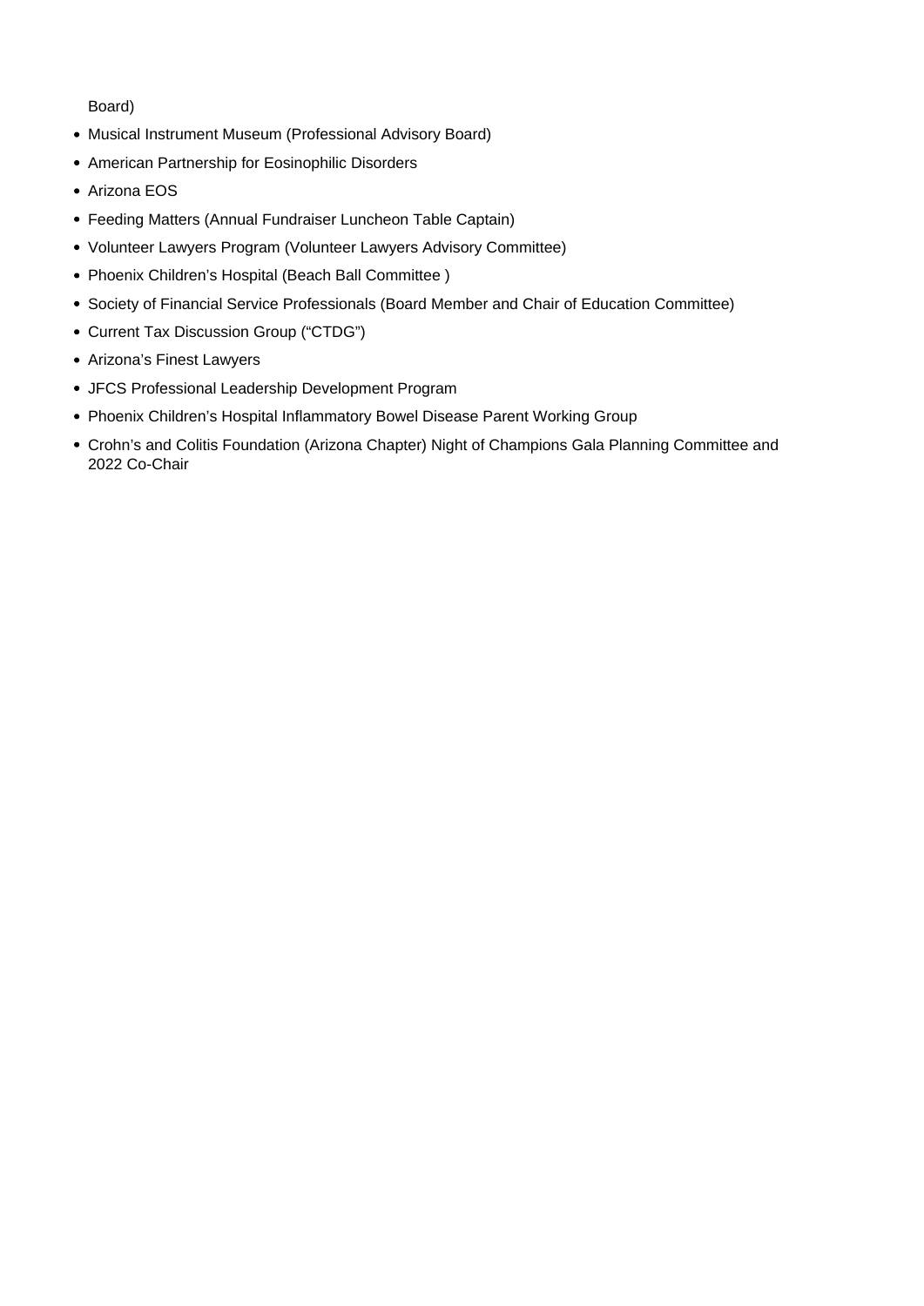Board)

- Musical Instrument Museum (Professional Advisory Board)
- American Partnership for Eosinophilic Disorders
- Arizona EOS
- Feeding Matters (Annual Fundraiser Luncheon Table Captain)
- Volunteer Lawyers Program (Volunteer Lawyers Advisory Committee)
- Phoenix Children's Hospital (Beach Ball Committee )
- Society of Financial Service Professionals (Board Member and Chair of Education Committee)
- Current Tax Discussion Group ("CTDG")
- Arizona's Finest Lawyers
- JFCS Professional Leadership Development Program
- Phoenix Children's Hospital Inflammatory Bowel Disease Parent Working Group
- Crohn's and Colitis Foundation (Arizona Chapter) Night of Champions Gala Planning Committee and 2022 Co-Chair